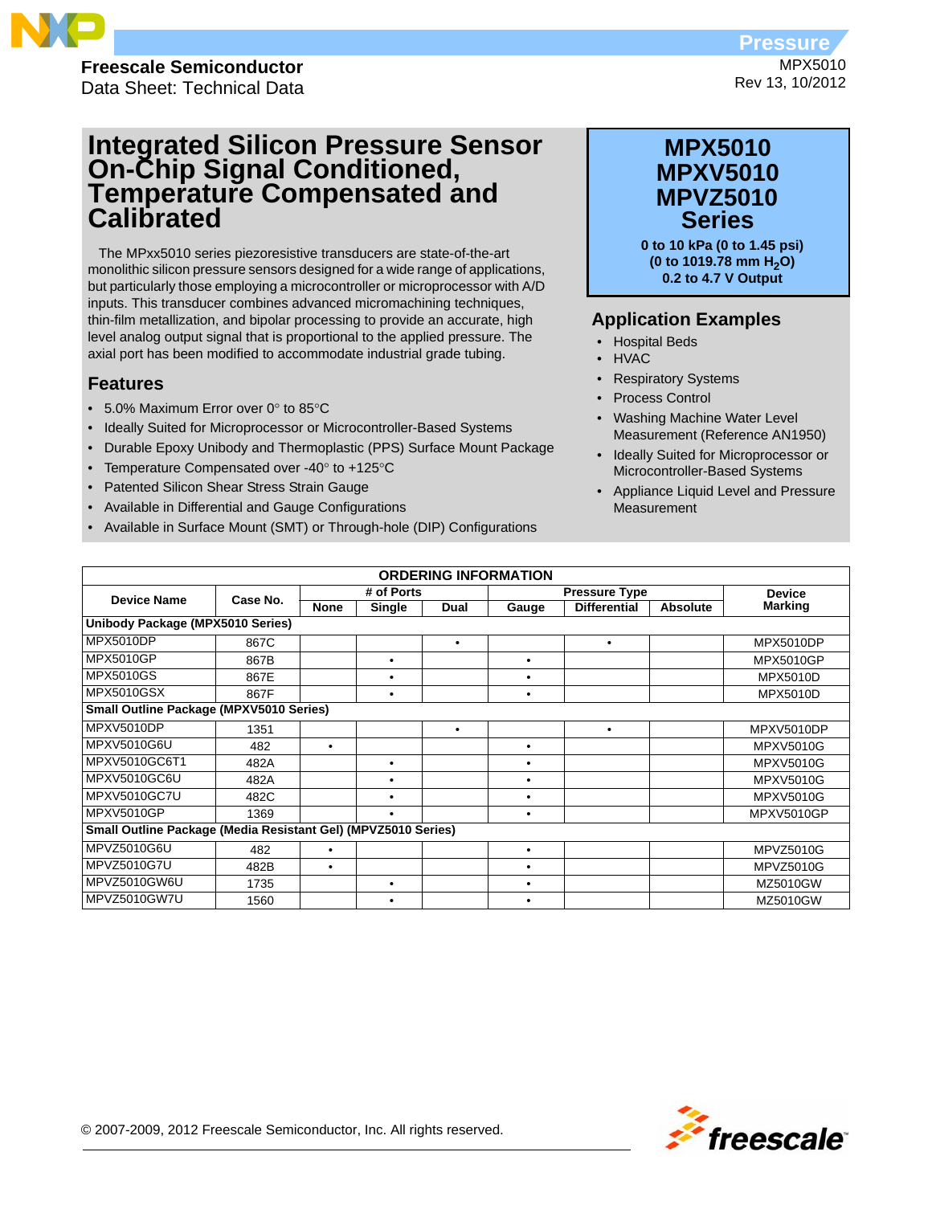Freescale Semiconductor
Data Sheet: Technical Data

Pressure

MPX5010
Rev 13, 10/2012

# Integrated Silicon Pressure Sensor On-Chip Signal Conditioned, Temperature Compensated and Calibrated

The MPxx5010 series piezoresistive transducers are state-of-the-art monolithic silicon pressure sensors designed for a wide range of applications, but particularly those employing a microcontroller or microprocessor with A/D inputs. This transducer combines advanced micromachining techniques, thin-film metallization, and bipolar processing to provide an accurate, high level analog output signal that is proportional to the applied pressure. The axial port has been modified to accommodate industrial grade tubing.

## Features

- 5.0% Maximum Error over 0° to 85°C
- Ideally Suited for Microprocessor or Microcontroller-Based Systems
- Durable Epoxy Unibody and Thermoplastic (PPS) Surface Mount Package
- Temperature Compensated over -40° to +125°C
- Patented Silicon Shear Stress Strain Gauge
- Available in Differential and Gauge Configurations
- Available in Surface Mount (SMT) or Through-hole (DIP) Configurations

**MPX5010**
**MPXV5010**
**MPVZ5010**
**Series**

**0 to 10 kPa (0 to 1.45 psi)**
**(0 to 1019.78 mm $H_2O$)**
**0.2 to 4.7 V Output**

## Application Examples

- Hospital Beds
- HVAC
- Respiratory Systems
- Process Control
- Washing Machine Water Level Measurement (Reference AN1950)
- Ideally Suited for Microprocessor or Microcontroller-Based Systems
- Appliance Liquid Level and Pressure Measurement

**ORDERING INFORMATION**

| Device Name | Case No. | # of Ports | | | Pressure Type | | | Device Marking |
|---|---|---|---|---|---|---|---|---|
| | | None | Single | Dual | Gauge | Differential | Absolute | |
| **Unibody Package (MPX5010 Series)** | | | | | | | | |
| MPX5010DP | 867C | | | • | | • | | MPX5010DP |
| MPX5010GP | 867B | | • | | • | | | MPX5010GP |
| MPX5010GS | 867E | | • | | • | | | MPX5010D |
| MPX5010GSX | 867F | | • | | • | | | MPX5010D |
| **Small Outline Package (MPXV5010 Series)** | | | | | | | | |
| MPXV5010DP | 1351 | | | • | | • | | MPXV5010DP |
| MPXV5010G6U | 482 | • | | | • | | | MPXV5010G |
| MPXV5010GC6T1 | 482A | | • | | • | | | MPXV5010G |
| MPXV5010GC6U | 482A | | • | | • | | | MPXV5010G |
| MPXV5010GC7U | 482C | | • | | • | | | MPXV5010G |
| MPXV5010GP | 1369 | | • | | • | | | MPXV5010GP |
| **Small Outline Package (Media Resistant Gel) (MPVZ5010 Series)** | | | | | | | | |
| MPVZ5010G6U | 482 | • | | | • | | | MPVZ5010G |
| MPVZ5010G7U | 482B | • | | | • | | | MPVZ5010G |
| MPVZ5010GW6U | 1735 | | • | | • | | | MZ5010GW |
| MPVZ5010GW7U | 1560 | | • | | • | | | MZ5010GW |

© 2007-2009, 2012 Freescale Semiconductor, Inc. All rights reserved.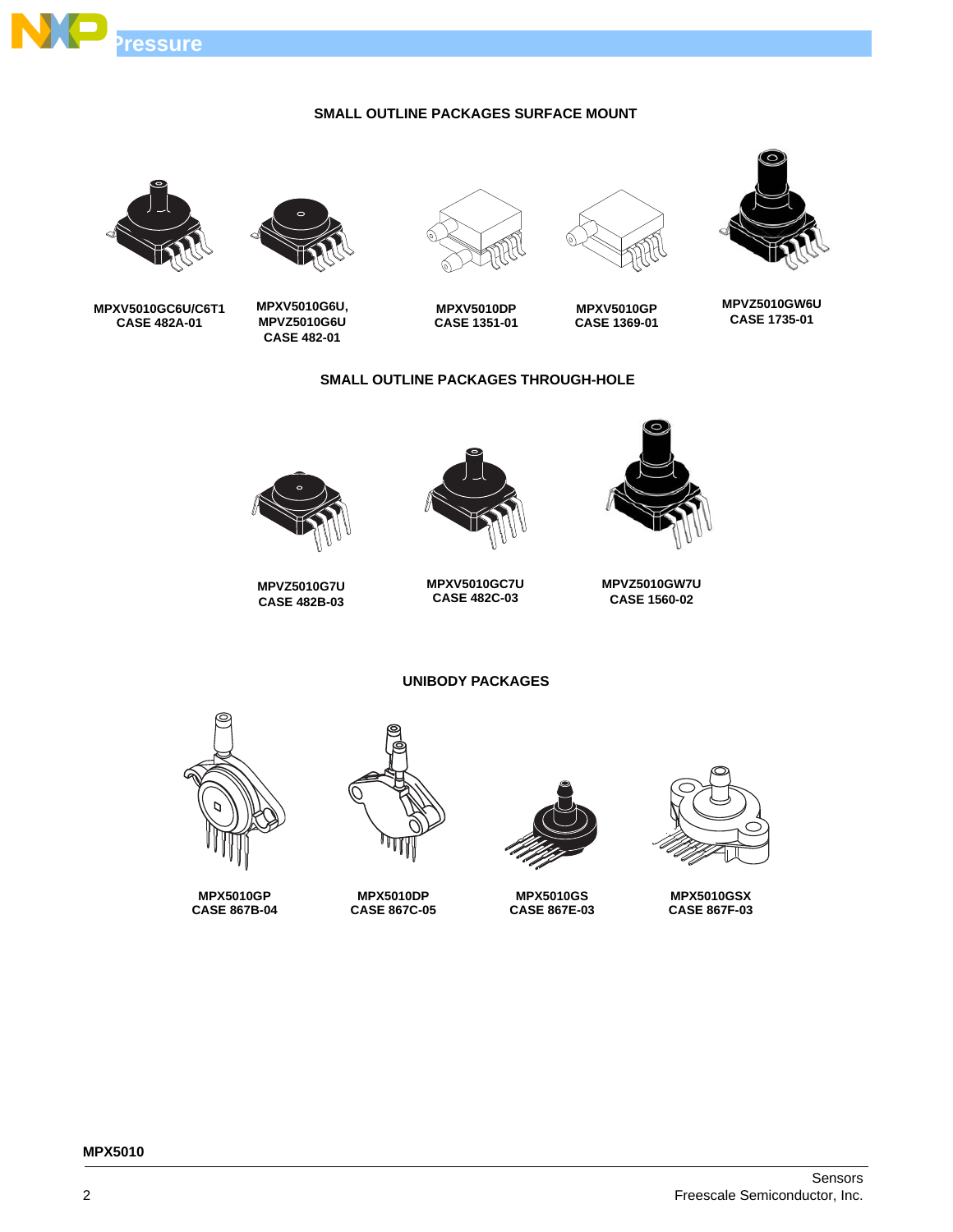## SMALL OUTLINE PACKAGES SURFACE MOUNT

**MPXV5010GC6U/C6T1**
**CASE 482A-01**

**MPXV5010G6U,**
**MPVZ5010G6U**
**CASE 482-01**

**MPXV5010DP**
**CASE 1351-01**

**MPXV5010GP**
**CASE 1369-01**

**MPVZ5010GW6U**
**CASE 1735-01**

## SMALL OUTLINE PACKAGES THROUGH-HOLE

**MPVZ5010G7U**
**CASE 482B-03**

**MPXV5010GC7U**
**CASE 482C-03**

**MPVZ5010GW7U**
**CASE 1560-02**

## UNIBODY PACKAGES

**MPX5010GP**
**CASE 867B-04**

**MPX5010DP**
**CASE 867C-05**

**MPX5010GS**
**CASE 867E-03**

**MPX5010GSX**
**CASE 867F-03**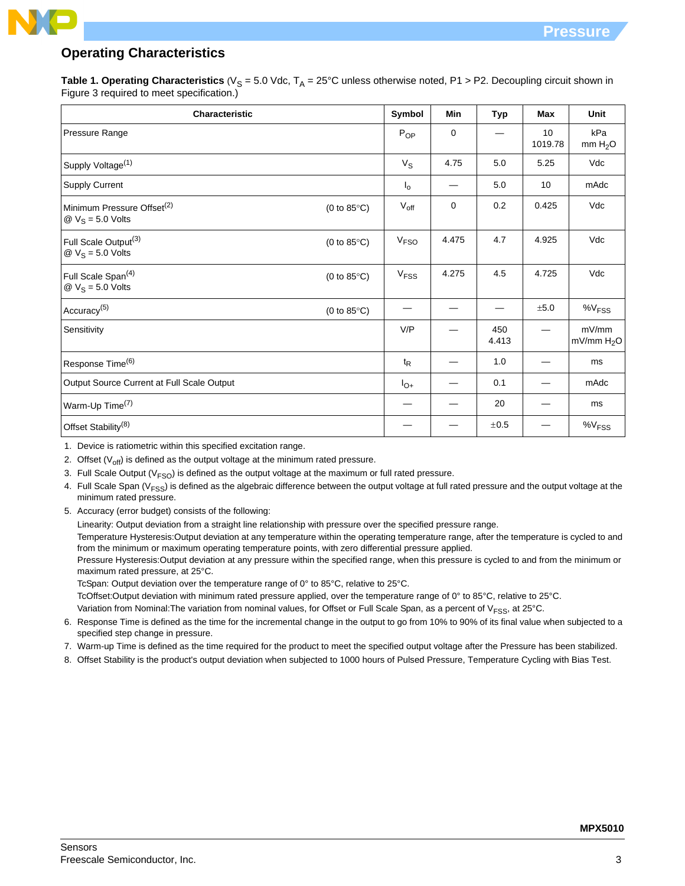## Operating Characteristics

**Table 1. Operating Characteristics** ($V_S$ = 5.0 Vdc, $T_A$ = 25°C unless otherwise noted, P1 > P2. Decoupling circuit shown in Figure 3 required to meet specification.)

| Characteristic | | Symbol | Min | Typ | Max | Unit |
|---|---|---|---|---|---|---|
| Pressure Range | | $P_{OP}$ | 0 | — | 10<br>1019.78 | kPa<br>mm $H_2O$ |
| Supply Voltage[1] | | $V_S$ | 4.75 | 5.0 | 5.25 | Vdc |
| Supply Current | | $I_o$ | — | 5.0 | 10 | mAdc |
| Minimum Pressure Offset[2]<br>@ $V_S$ = 5.0 Volts | (0 to 85°C) | $V_{off}$ | 0 | 0.2 | 0.425 | Vdc |
| Full Scale Output[3]<br>@ $V_S$ = 5.0 Volts | (0 to 85°C) | $V_{FSO}$ | 4.475 | 4.7 | 4.925 | Vdc |
| Full Scale Span[4]<br>@ $V_S$ = 5.0 Volts | (0 to 85°C) | $V_{FSS}$ | 4.275 | 4.5 | 4.725 | Vdc |
| Accuracy[5] | (0 to 85°C) | — | — | — | ±5.0 | $\%V_{FSS}$ |
| Sensitivity | | V/P | — | 450<br>4.413 | — | mV/mm<br>mV/mm $H_2O$ |
| Response Time[6] | | $t_R$ | — | 1.0 | — | ms |
| Output Source Current at Full Scale Output | | $I_{O+}$ | — | 0.1 | — | mAdc |
| Warm-Up Time[7] | | — | — | 20 | — | ms |
| Offset Stability[8] | | — | — | ±0.5 | — | $\%V_{FSS}$ |

1. Device is ratiometric within this specified excitation range.
2. Offset ($V_{off}$) is defined as the output voltage at the minimum rated pressure.
3. Full Scale Output ($V_{FSO}$) is defined as the output voltage at the maximum or full rated pressure.
4. Full Scale Span ($V_{FSS}$) is defined as the algebraic difference between the output voltage at full rated pressure and the output voltage at the minimum rated pressure.
5. Accuracy (error budget) consists of the following:
   Linearity: Output deviation from a straight line relationship with pressure over the specified pressure range.
   Temperature Hysteresis:Output deviation at any temperature within the operating temperature range, after the temperature is cycled to and from the minimum or maximum operating temperature points, with zero differential pressure applied.
   Pressure Hysteresis:Output deviation at any pressure within the specified range, when this pressure is cycled to and from the minimum or maximum rated pressure, at 25°C.
   TcSpan: Output deviation over the temperature range of 0° to 85°C, relative to 25°C.
   TcOffset:Output deviation with minimum rated pressure applied, over the temperature range of 0° to 85°C, relative to 25°C.
   Variation from Nominal:The variation from nominal values, for Offset or Full Scale Span, as a percent of $V_{FSS}$, at 25°C.
6. Response Time is defined as the time for the incremental change in the output to go from 10% to 90% of its final value when subjected to a specified step change in pressure.
7. Warm-up Time is defined as the time required for the product to meet the specified output voltage after the Pressure has been stabilized.
8. Offset Stability is the product's output deviation when subjected to 1000 hours of Pulsed Pressure, Temperature Cycling with Bias Test.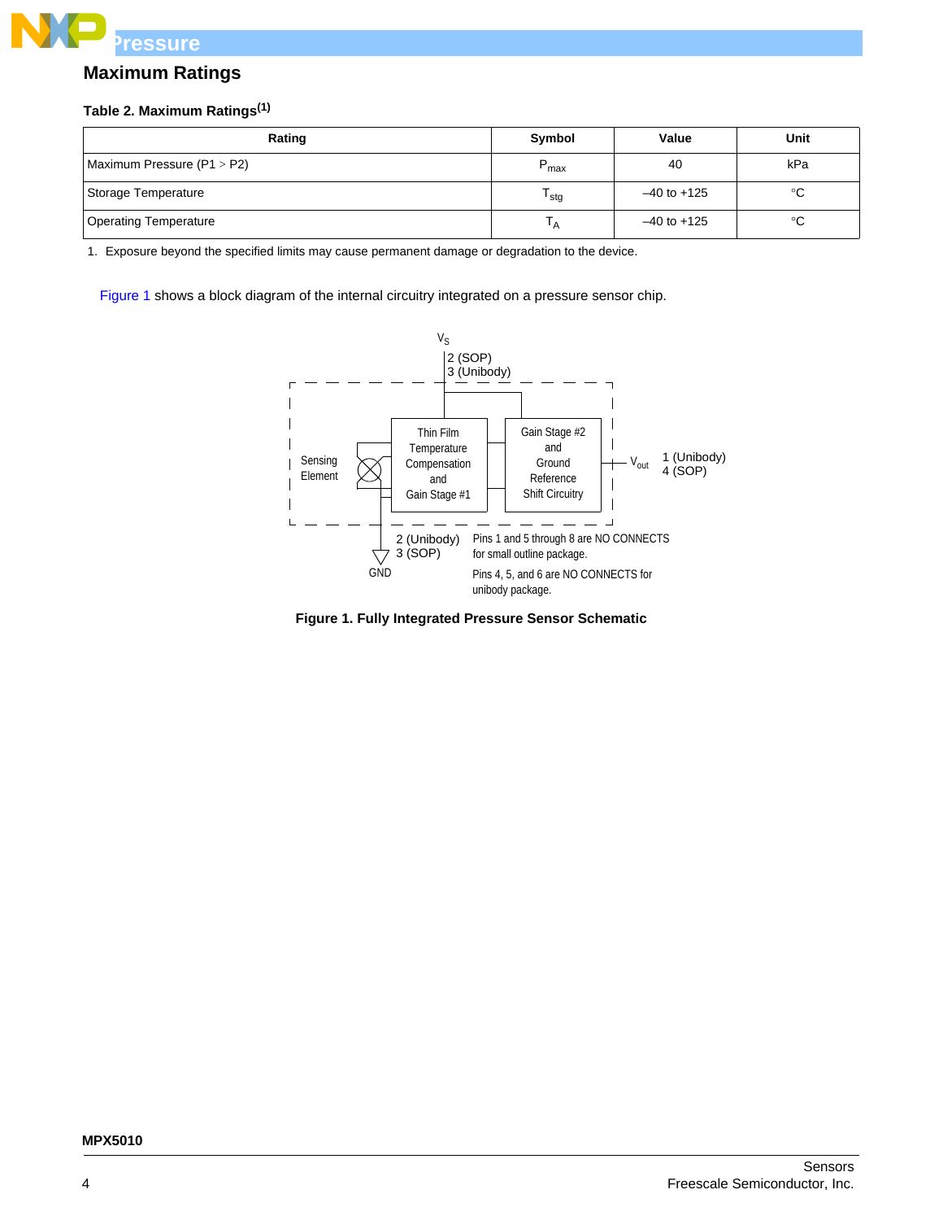## Maximum Ratings

**Table 2. Maximum Ratings[1]**

| Rating | Symbol | Value | Unit |
|---|---|---|---|
| Maximum Pressure (P1 > P2) | $P_{max}$ | 40 | kPa |
| Storage Temperature | $T_{stg}$ | –40 to +125 | °C |
| Operating Temperature | $T_A$ | –40 to +125 | °C |

1. Exposure beyond the specified limits may cause permanent damage or degradation to the device.

Figure 1 shows a block diagram of the internal circuitry integrated on a pressure sensor chip.

$V_S$

2 (SOP)
3 (Unibody)

Sensing Element

Thin Film Temperature Compensation and Gain Stage #1

Gain Stage #2 and Ground Reference Shift Circuitry

$V_{out}$ 1 (Unibody) 4 (SOP)

GND 2 (Unibody) 3 (SOP)

Pins 1 and 5 through 8 are NO CONNECTS for small outline package.

Pins 4, 5, and 6 are NO CONNECTS for unibody package.

**Figure 1. Fully Integrated Pressure Sensor Schematic**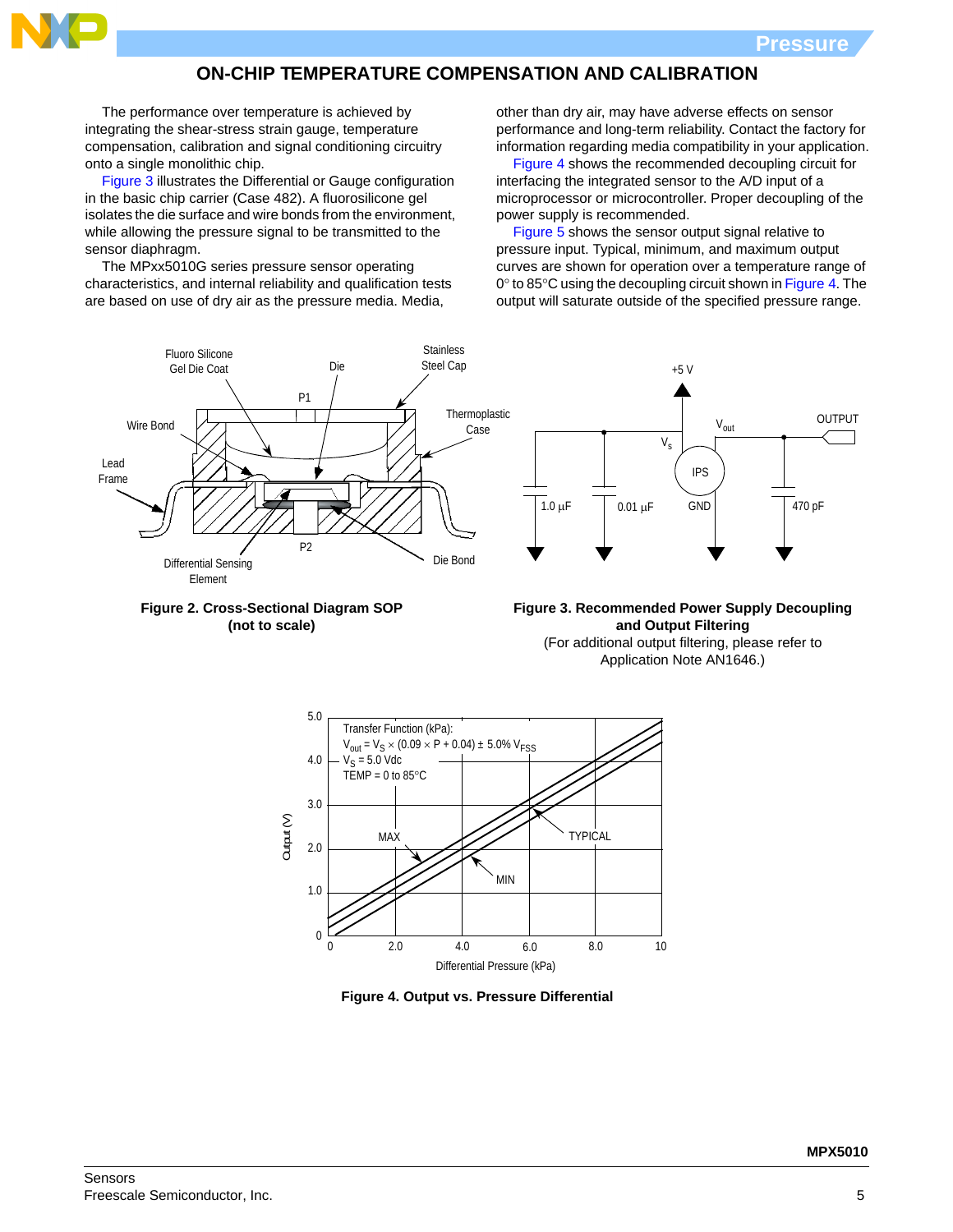## ON-CHIP TEMPERATURE COMPENSATION AND CALIBRATION

The performance over temperature is achieved by integrating the shear-stress strain gauge, temperature compensation, calibration and signal conditioning circuitry onto a single monolithic chip.

Figure 3 illustrates the Differential or Gauge configuration in the basic chip carrier (Case 482). A fluorosilicone gel isolates the die surface and wire bonds from the environment, while allowing the pressure signal to be transmitted to the sensor diaphragm.

The MPxx5010G series pressure sensor operating characteristics, and internal reliability and qualification tests are based on use of dry air as the pressure media. Media, other than dry air, may have adverse effects on sensor performance and long-term reliability. Contact the factory for information regarding media compatibility in your application.

Figure 4 shows the recommended decoupling circuit for interfacing the integrated sensor to the A/D input of a microprocessor or microcontroller. Proper decoupling of the power supply is recommended.

Figure 5 shows the sensor output signal relative to pressure input. Typical, minimum, and maximum output curves are shown for operation over a temperature range of 0° to 85°C using the decoupling circuit shown in Figure 4. The output will saturate outside of the specified pressure range.

Fluoro Silicone Gel Die Coat, Die, Stainless Steel Cap, P1, Thermoplastic Case, Wire Bond, Lead Frame, P2, Differential Sensing Element, Die Bond

**Figure 2. Cross-Sectional Diagram SOP (not to scale)**

+5 V, $V_{out}$, OUTPUT, $V_s$, IPS, GND, 1.0 µF, 0.01 µF, 470 pF

**Figure 3. Recommended Power Supply Decoupling and Output Filtering**

(For additional output filtering, please refer to Application Note AN1646.)

Transfer Function (kPa):
$V_{out} = V_S \times (0.09 \times P + 0.04) \pm 5.0\% \ V_{FSS}$
$V_S = 5.0$ Vdc
TEMP = 0 to 85°C

Output (V): 0, 1.0, 2.0, 3.0, 4.0, 5.0 — Differential Pressure (kPa): 0, 2.0, 4.0, 6.0, 8.0, 10 — MAX, TYPICAL, MIN

**Figure 4. Output vs. Pressure Differential**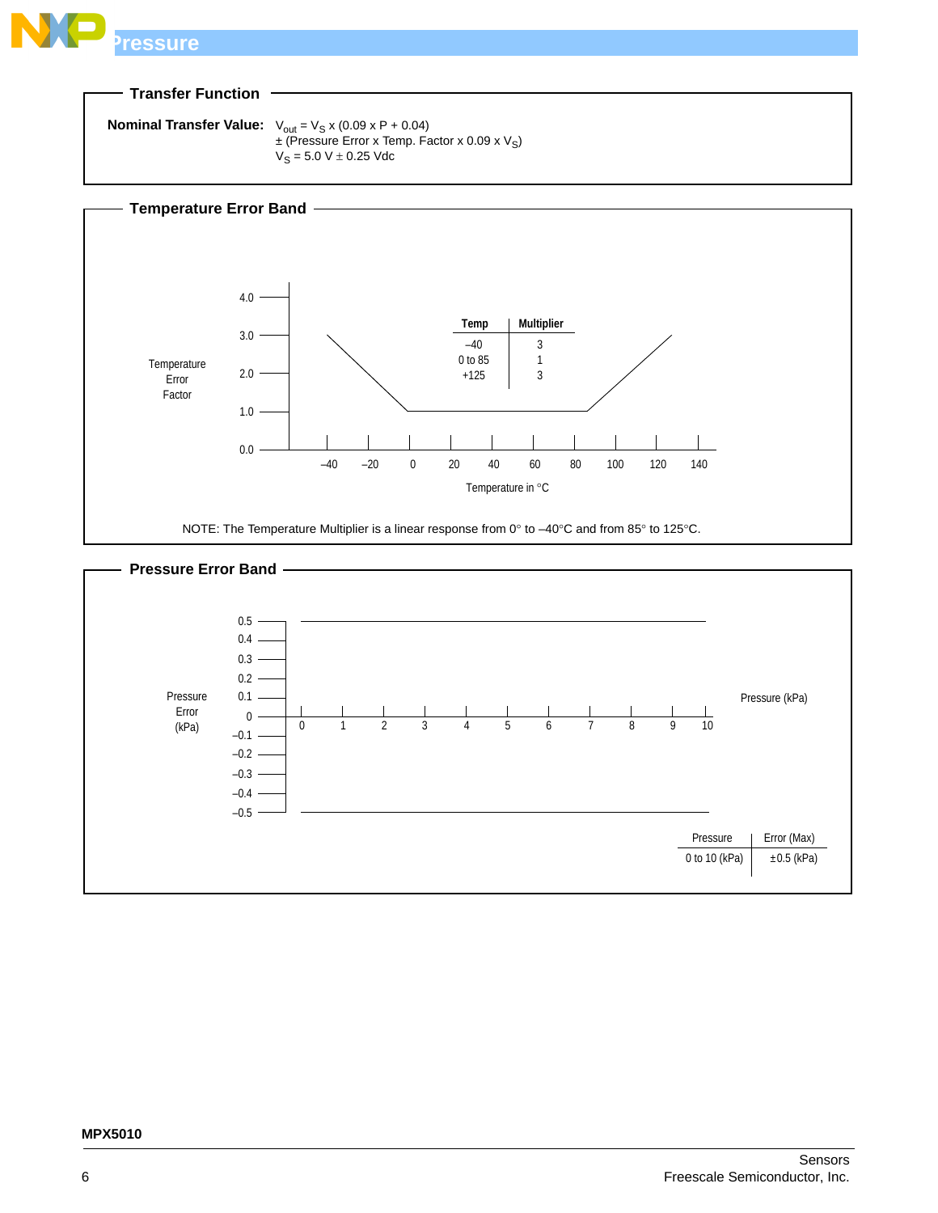## Transfer Function

**Nominal Transfer Value:** $V_{out} = V_S \times (0.09 \times P + 0.04)$
$\pm$ (Pressure Error x Temp. Factor x 0.09 x $V_S$)
$V_S = 5.0\ V \pm 0.25$ Vdc

## Temperature Error Band

| Temp | Multiplier |
|---|---|
| –40 | 3 |
| 0 to 85 | 1 |
| +125 | 3 |

Temperature Error Factor (0.0 to 4.0) vs. Temperature in °C (–40 to 140)

NOTE: The Temperature Multiplier is a linear response from 0° to –40°C and from 85° to 125°C.

## Pressure Error Band

Pressure Error (kPa) (–0.5 to 0.5) vs. Pressure (kPa) (0 to 10)

| Pressure | Error (Max) |
|---|---|
| 0 to 10 (kPa) | ±0.5 (kPa) |

MPX5010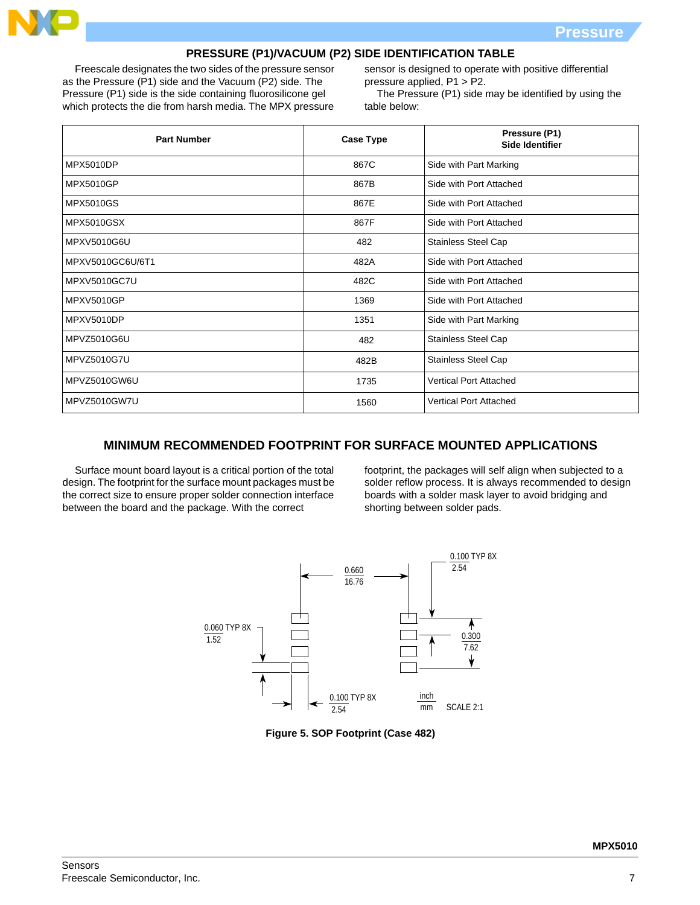## PRESSURE (P1)/VACUUM (P2) SIDE IDENTIFICATION TABLE

Freescale designates the two sides of the pressure sensor as the Pressure (P1) side and the Vacuum (P2) side. The Pressure (P1) side is the side containing fluorosilicone gel which protects the die from harsh media. The MPX pressure sensor is designed to operate with positive differential pressure applied, P1 > P2.

The Pressure (P1) side may be identified by using the table below:

| Part Number | Case Type | Pressure (P1) Side Identifier |
|---|---|---|
| MPX5010DP | 867C | Side with Part Marking |
| MPX5010GP | 867B | Side with Port Attached |
| MPX5010GS | 867E | Side with Port Attached |
| MPX5010GSX | 867F | Side with Port Attached |
| MPXV5010G6U | 482 | Stainless Steel Cap |
| MPXV5010GC6U/6T1 | 482A | Side with Port Attached |
| MPXV5010GC7U | 482C | Side with Port Attached |
| MPXV5010GP | 1369 | Side with Port Attached |
| MPXV5010DP | 1351 | Side with Part Marking |
| MPVZ5010G6U | 482 | Stainless Steel Cap |
| MPVZ5010G7U | 482B | Stainless Steel Cap |
| MPVZ5010GW6U | 1735 | Vertical Port Attached |
| MPVZ5010GW7U | 1560 | Vertical Port Attached |

## MINIMUM RECOMMENDED FOOTPRINT FOR SURFACE MOUNTED APPLICATIONS

Surface mount board layout is a critical portion of the total design. The footprint for the surface mount packages must be the correct size to ensure proper solder connection interface between the board and the package. With the correct footprint, the packages will self align when subjected to a solder reflow process. It is always recommended to design boards with a solder mask layer to avoid bridging and shorting between solder pads.

0.660 / 16.76; 0.100 TYP 8X / 2.54; 0.060 TYP 8X / 1.52; 0.300 / 7.62; 0.100 TYP 8X / 2.54; inch / mm; SCALE 2:1

**Figure 5. SOP Footprint (Case 482)**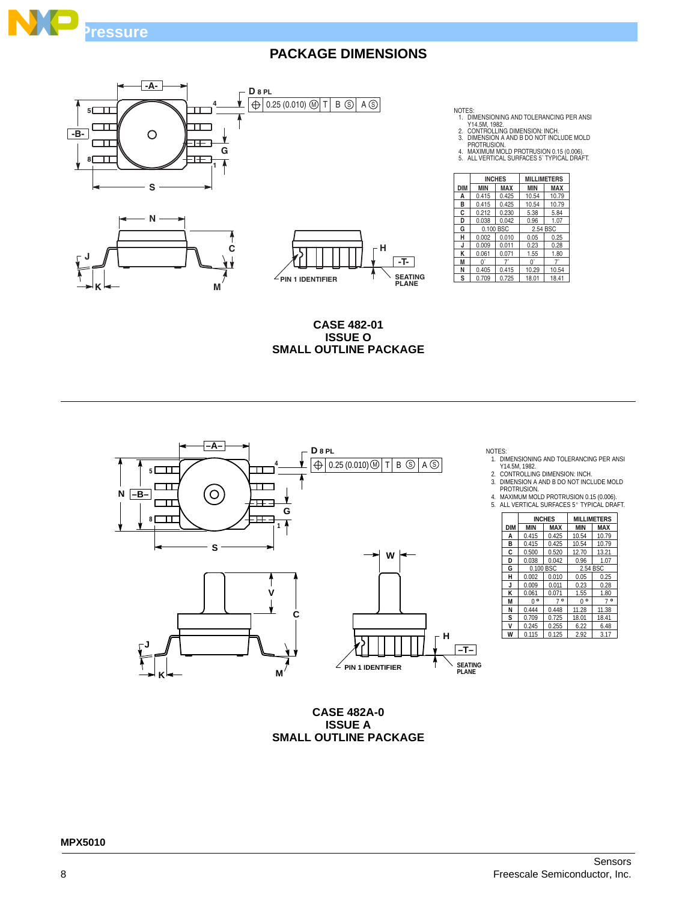## PACKAGE DIMENSIONS

NOTES:
1. DIMENSIONING AND TOLERANCING PER ANSI Y14.5M, 1982.
2. CONTROLLING DIMENSION: INCH.
3. DIMENSION A AND B DO NOT INCLUDE MOLD PROTRUSION.
4. MAXIMUM MOLD PROTRUSION 0.15 (0.006).
5. ALL VERTICAL SURFACES 5° TYPICAL DRAFT.

| DIM | INCHES MIN | INCHES MAX | MILLIMETERS MIN | MILLIMETERS MAX |
|---|---|---|---|---|
| A | 0.415 | 0.425 | 10.54 | 10.79 |
| B | 0.415 | 0.425 | 10.54 | 10.79 |
| C | 0.212 | 0.230 | 5.38 | 5.84 |
| D | 0.038 | 0.042 | 0.96 | 1.07 |
| G | 0.100 BSC | | 2.54 BSC | |
| H | 0.002 | 0.010 | 0.05 | 0.25 |
| J | 0.009 | 0.011 | 0.23 | 0.28 |
| K | 0.061 | 0.071 | 1.55 | 1.80 |
| M | 0° | 7° | 0° | 7° |
| N | 0.405 | 0.415 | 10.29 | 10.54 |
| S | 0.709 | 0.725 | 18.01 | 18.41 |

D 8 PL: 0.25 (0.010) Ⓜ T B Ⓢ A Ⓢ

PIN 1 IDENTIFIER

SEATING PLANE

**CASE 482-01**
**ISSUE O**
**SMALL OUTLINE PACKAGE**

---

NOTES:
1. DIMENSIONING AND TOLERANCING PER ANSI Y14.5M, 1982.
2. CONTROLLING DIMENSION: INCH.
3. DIMENSION A AND B DO NOT INCLUDE MOLD PROTRUSION.
4. MAXIMUM MOLD PROTRUSION 0.15 (0.006).
5. ALL VERTICAL SURFACES 5° TYPICAL DRAFT.

| DIM | INCHES MIN | INCHES MAX | MILLIMETERS MIN | MILLIMETERS MAX |
|---|---|---|---|---|
| A | 0.415 | 0.425 | 10.54 | 10.79 |
| B | 0.415 | 0.425 | 10.54 | 10.79 |
| C | 0.500 | 0.520 | 12.70 | 13.21 |
| D | 0.038 | 0.042 | 0.96 | 1.07 |
| G | 0.100 BSC | | 2.54 BSC | |
| H | 0.002 | 0.010 | 0.05 | 0.25 |
| J | 0.009 | 0.011 | 0.23 | 0.28 |
| K | 0.061 | 0.071 | 1.55 | 1.80 |
| M | 0° | 7° | 0° | 7° |
| N | 0.444 | 0.448 | 11.28 | 11.38 |
| S | 0.709 | 0.725 | 18.01 | 18.41 |
| V | 0.245 | 0.255 | 6.22 | 6.48 |
| W | 0.115 | 0.125 | 2.92 | 3.17 |

D 8 PL: 0.25 (0.010) Ⓜ T B Ⓢ A Ⓢ

PIN 1 IDENTIFIER

SEATING PLANE

**CASE 482A-0**
**ISSUE A**
**SMALL OUTLINE PACKAGE**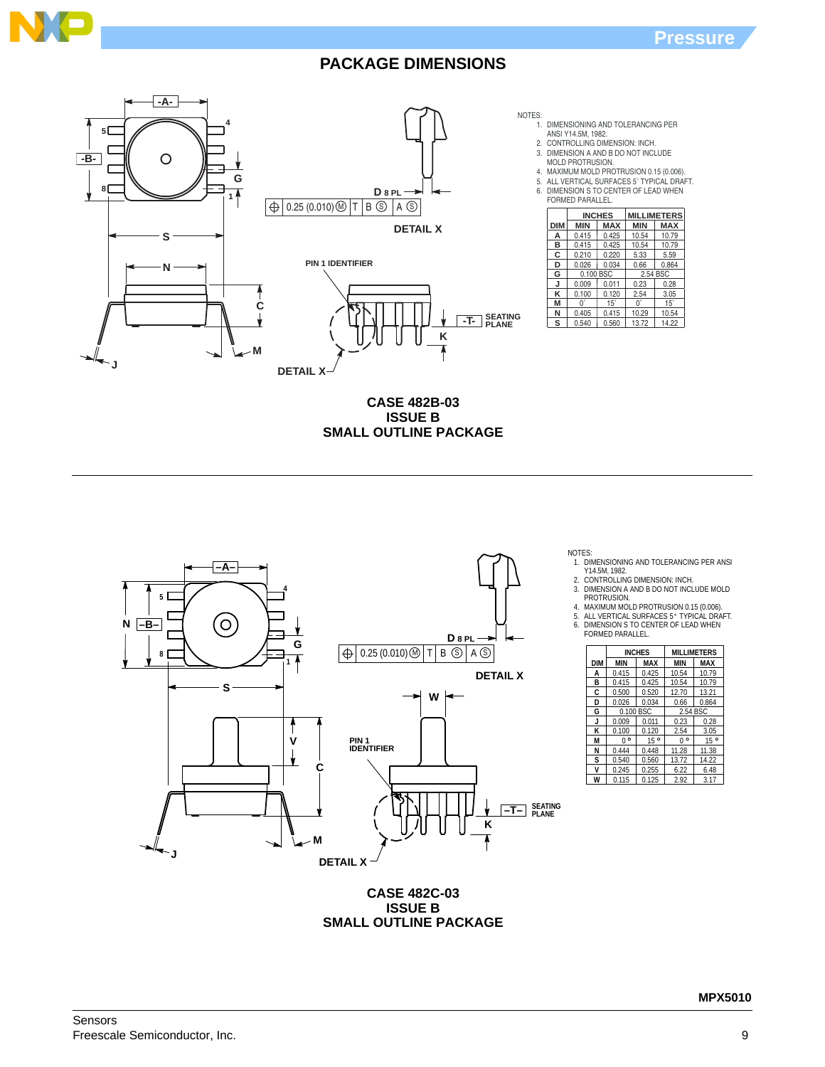# PACKAGE DIMENSIONS

NOTES:
1. DIMENSIONING AND TOLERANCING PER ANSI Y14.5M, 1982.
2. CONTROLLING DIMENSION: INCH.
3. DIMENSION A AND B DO NOT INCLUDE MOLD PROTRUSION.
4. MAXIMUM MOLD PROTRUSION 0.15 (0.006).
5. ALL VERTICAL SURFACES 5˚ TYPICAL DRAFT.
6. DIMENSION S TO CENTER OF LEAD WHEN FORMED PARALLEL.

| DIM | INCHES MIN | INCHES MAX | MILLIMETERS MIN | MILLIMETERS MAX |
|---|---|---|---|---|
| A | 0.415 | 0.425 | 10.54 | 10.79 |
| B | 0.415 | 0.425 | 10.54 | 10.79 |
| C | 0.210 | 0.220 | 5.33 | 5.59 |
| D | 0.026 | 0.034 | 0.66 | 0.864 |
| G | 0.100 BSC | | 2.54 BSC | |
| J | 0.009 | 0.011 | 0.23 | 0.28 |
| K | 0.100 | 0.120 | 2.54 | 3.05 |
| M | 0˚ | 15˚ | 0˚ | 15˚ |
| N | 0.405 | 0.415 | 10.29 | 10.54 |
| S | 0.540 | 0.560 | 13.72 | 14.22 |

**CASE 482B-03**
**ISSUE B**
**SMALL OUTLINE PACKAGE**

---

NOTES:
1. DIMENSIONING AND TOLERANCING PER ANSI Y14.5M, 1982.
2. CONTROLLING DIMENSION: INCH.
3. DIMENSION A AND B DO NOT INCLUDE MOLD PROTRUSION.
4. MAXIMUM MOLD PROTRUSION 0.15 (0.006).
5. ALL VERTICAL SURFACES 5° TYPICAL DRAFT.
6. DIMENSION S TO CENTER OF LEAD WHEN FORMED PARALLEL.

| DIM | INCHES MIN | INCHES MAX | MILLIMETERS MIN | MILLIMETERS MAX |
|---|---|---|---|---|
| A | 0.415 | 0.425 | 10.54 | 10.79 |
| B | 0.415 | 0.425 | 10.54 | 10.79 |
| C | 0.500 | 0.520 | 12.70 | 13.21 |
| D | 0.026 | 0.034 | 0.66 | 0.864 |
| G | 0.100 BSC | | 2.54 BSC | |
| J | 0.009 | 0.011 | 0.23 | 0.28 |
| K | 0.100 | 0.120 | 2.54 | 3.05 |
| M | 0 ° | 15 ° | 0 ° | 15 ° |
| N | 0.444 | 0.448 | 11.28 | 11.38 |
| S | 0.540 | 0.560 | 13.72 | 14.22 |
| V | 0.245 | 0.255 | 6.22 | 6.48 |
| W | 0.115 | 0.125 | 2.92 | 3.17 |

**CASE 482C-03**
**ISSUE B**
**SMALL OUTLINE PACKAGE**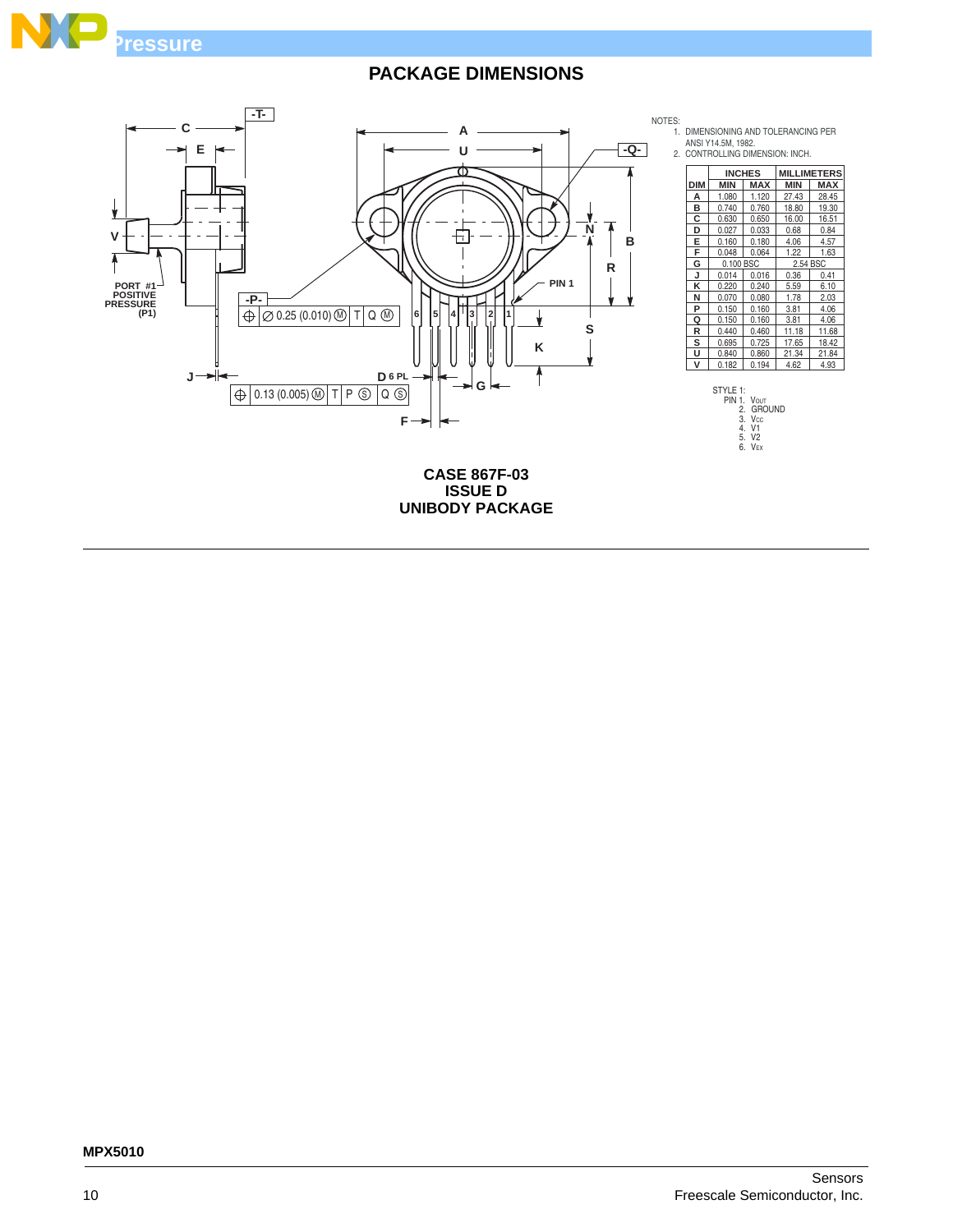## PACKAGE DIMENSIONS

NOTES:
1. DIMENSIONING AND TOLERANCING PER ANSI Y14.5M, 1982.
2. CONTROLLING DIMENSION: INCH.

| DIM | INCHES MIN | INCHES MAX | MILLIMETERS MIN | MILLIMETERS MAX |
|---|---|---|---|---|
| A | 1.080 | 1.120 | 27.43 | 28.45 |
| B | 0.740 | 0.760 | 18.80 | 19.30 |
| C | 0.630 | 0.650 | 16.00 | 16.51 |
| D | 0.027 | 0.033 | 0.68 | 0.84 |
| E | 0.160 | 0.180 | 4.06 | 4.57 |
| F | 0.048 | 0.064 | 1.22 | 1.63 |
| G | 0.100 BSC | | 2.54 BSC | |
| J | 0.014 | 0.016 | 0.36 | 0.41 |
| K | 0.220 | 0.240 | 5.59 | 6.10 |
| N | 0.070 | 0.080 | 1.78 | 2.03 |
| P | 0.150 | 0.160 | 3.81 | 4.06 |
| Q | 0.150 | 0.160 | 3.81 | 4.06 |
| R | 0.440 | 0.460 | 11.18 | 11.68 |
| S | 0.695 | 0.725 | 17.65 | 18.42 |
| U | 0.840 | 0.860 | 21.34 | 21.84 |
| V | 0.182 | 0.194 | 4.62 | 4.93 |

STYLE 1:
PIN 1. $V_{OUT}$
2. GROUND
3. $V_{CC}$
4. V1
5. V2
6. $V_{EX}$

PORT #1 POSITIVE PRESSURE (P1)

**CASE 867F-03**
**ISSUE D**
**UNIBODY PACKAGE**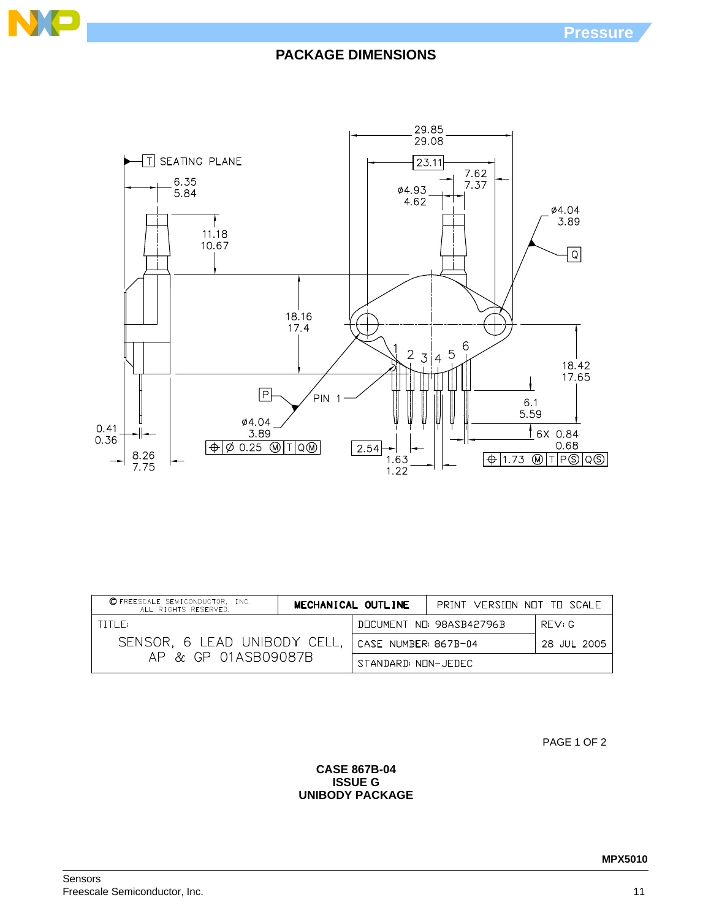## PACKAGE DIMENSIONS

T SEATING PLANE

29.85
29.08

23.11

7.62
7.37

ø4.93
4.62

6.35
5.84

ø4.04
3.89

Q

11.18
10.67

18.16
17.4

1 2 3 4 5 6

18.42
17.65

P

PIN 1

6.1
5.59

ø4.04
3.89

0.41
0.36

⊕ Ø 0.25 Ⓜ T Q Ⓜ

2.54

6X 0.84
0.68

8.26
7.75

1.63
1.22

⊕ 1.73 Ⓜ T P Ⓢ Q Ⓢ

| © FREESCALE SEMICONDUCTOR, INC. ALL RIGHTS RESERVED. | MECHANICAL OUTLINE | PRINT VERSION NOT TO SCALE | |
|---|---|---|---|
| TITLE: SENSOR, 6 LEAD UNIBODY CELL, AP & GP 01ASB09087B | DOCUMENT NO: 98ASB42796B | | REV: G |
| | CASE NUMBER: 867B-04 | | 28 JUL 2005 |
| | STANDARD: NON-JEDEC | | |

PAGE 1 OF 2

**CASE 867B-04**
**ISSUE G**
**UNIBODY PACKAGE**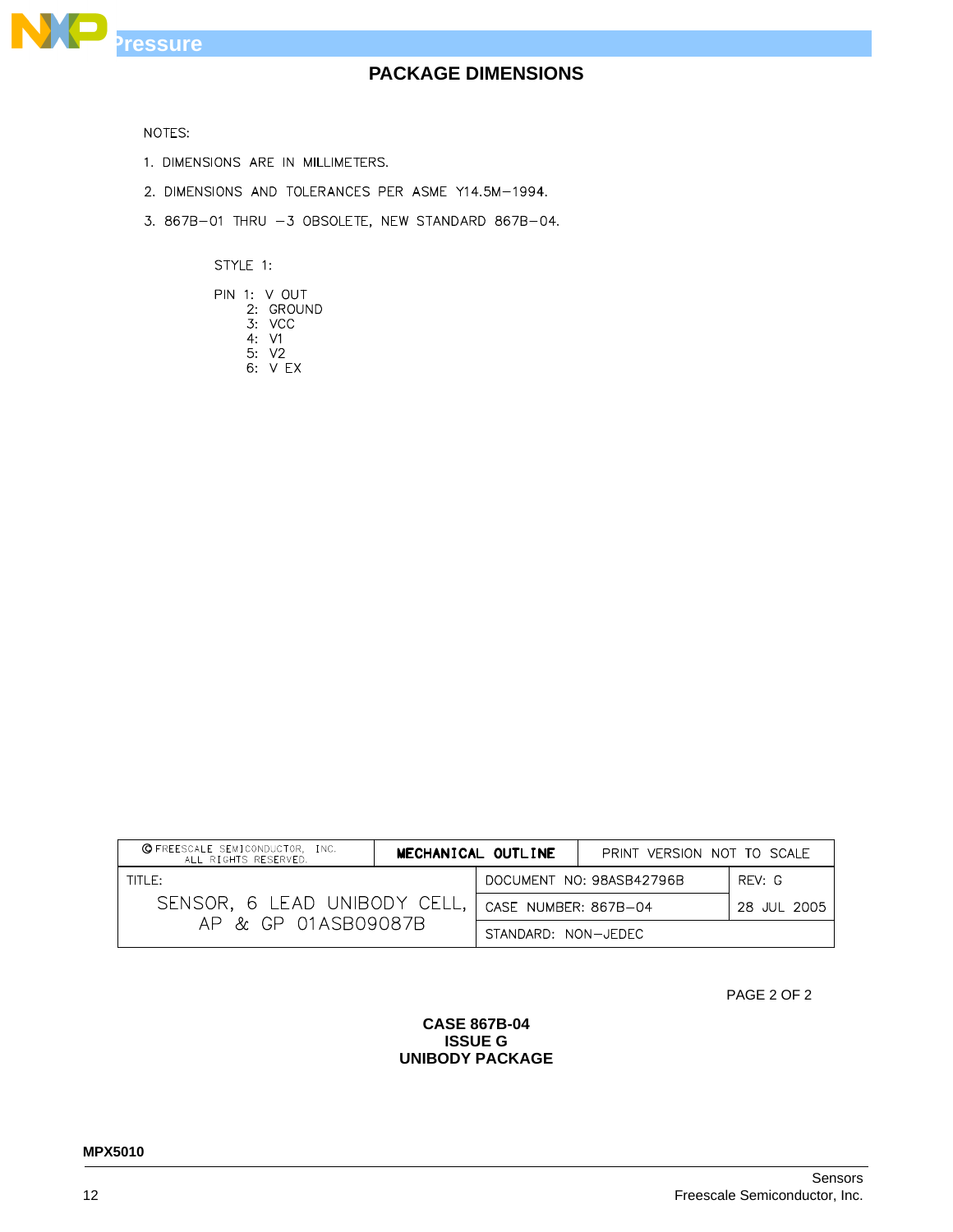## PACKAGE DIMENSIONS

NOTES:

1. DIMENSIONS ARE IN MILLIMETERS.
2. DIMENSIONS AND TOLERANCES PER ASME Y14.5M−1994.
3. 867B−01 THRU −3 OBSOLETE, NEW STANDARD 867B−04.

STYLE 1:

PIN 1: V OUT
2: GROUND
3: VCC
4: V1
5: V2
6: V EX

| © FREESCALE SEMICONDUCTOR, INC. ALL RIGHTS RESERVED. | MECHANICAL OUTLINE | PRINT VERSION NOT TO SCALE | |
|---|---|---|---|
| TITLE: SENSOR, 6 LEAD UNIBODY CELL, AP & GP 01ASB09087B | | DOCUMENT NO: 98ASB42796B | REV: G |
| | | CASE NUMBER: 867B−04 | 28 JUL 2005 |
| | | STANDARD: NON−JEDEC | |

PAGE 2 OF 2

**CASE 867B-04**
**ISSUE G**
**UNIBODY PACKAGE**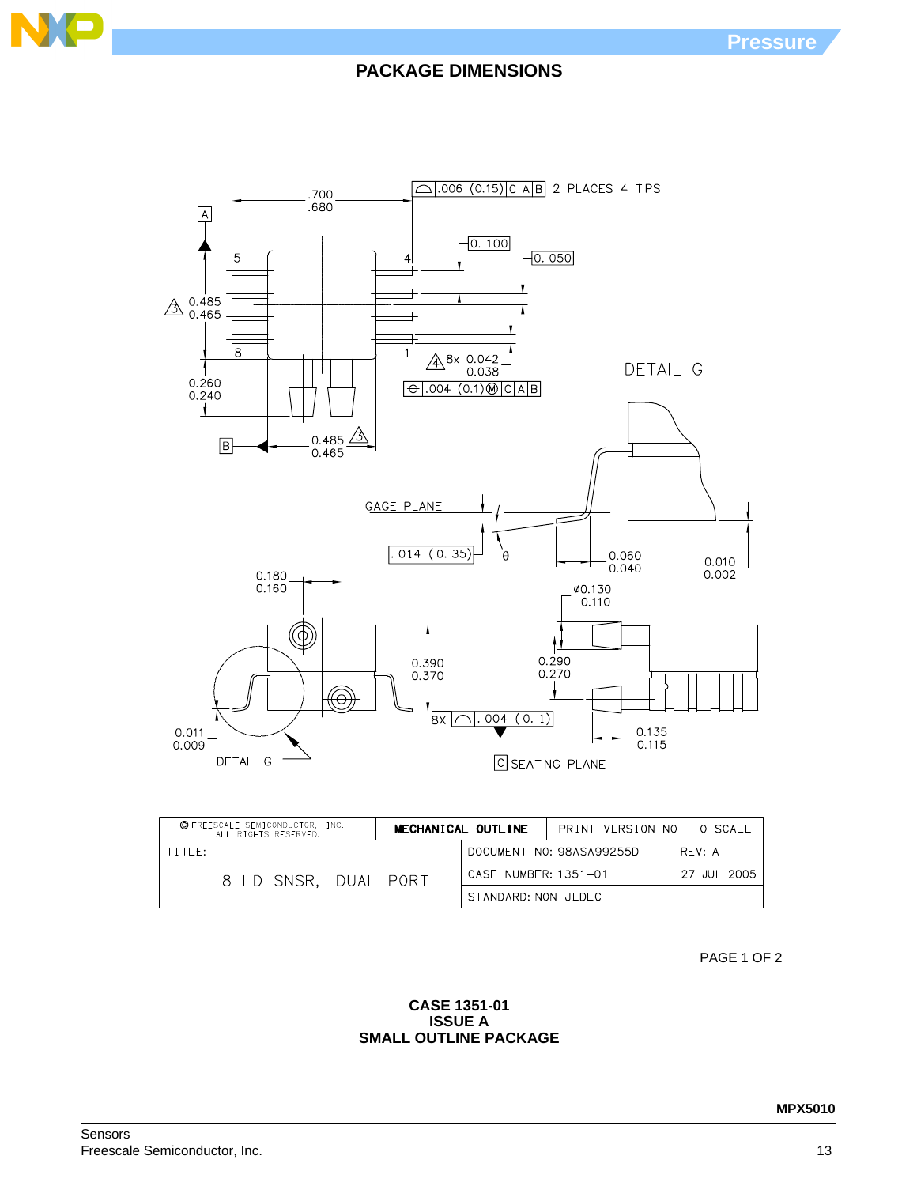## PACKAGE DIMENSIONS

| © FREESCALE SEMICONDUCTOR, INC. ALL RIGHTS RESERVED. | MECHANICAL OUTLINE | PRINT VERSION NOT TO SCALE | |
|---|---|---|---|
| TITLE: | | DOCUMENT NO: 98ASA99255D | REV: A |
| 8 LD SNSR, DUAL PORT | | CASE NUMBER: 1351-01 | 27 JUL 2005 |
| | | STANDARD: NON-JEDEC | |

**CASE 1351-01**
**ISSUE A**
**SMALL OUTLINE PACKAGE**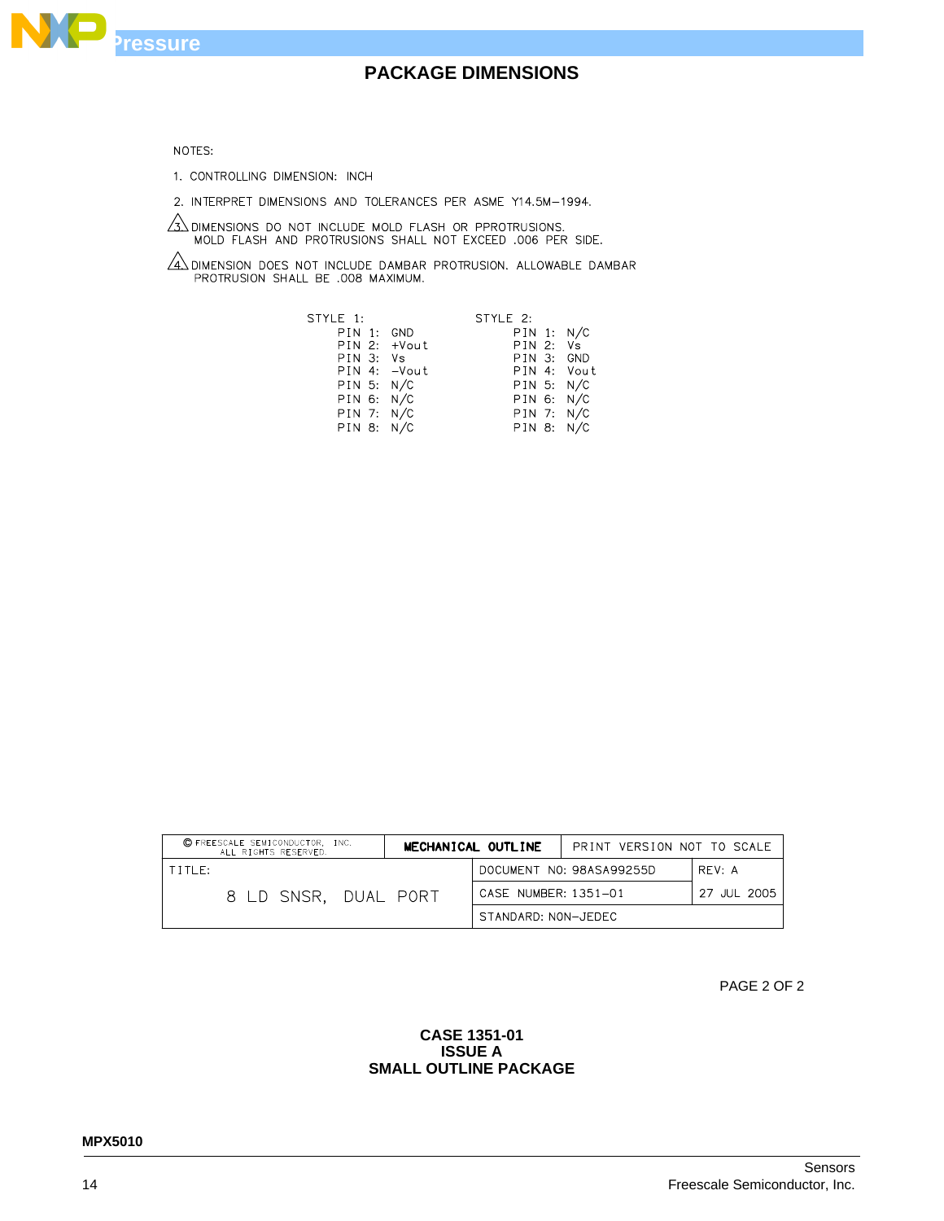## PACKAGE DIMENSIONS

NOTES:

1. CONTROLLING DIMENSION: INCH
2. INTERPRET DIMENSIONS AND TOLERANCES PER ASME Y14.5M–1994.
3. DIMENSIONS DO NOT INCLUDE MOLD FLASH OR PPROTRUSIONS. MOLD FLASH AND PROTRUSIONS SHALL NOT EXCEED .006 PER SIDE.
4. DIMENSION DOES NOT INCLUDE DAMBAR PROTRUSION. ALLOWABLE DAMBAR PROTRUSION SHALL BE .008 MAXIMUM.

STYLE 1:
- PIN 1: GND
- PIN 2: +Vout
- PIN 3: Vs
- PIN 4: –Vout
- PIN 5: N/C
- PIN 6: N/C
- PIN 7: N/C
- PIN 8: N/C

STYLE 2:
- PIN 1: N/C
- PIN 2: Vs
- PIN 3: GND
- PIN 4: Vout
- PIN 5: N/C
- PIN 6: N/C
- PIN 7: N/C
- PIN 8: N/C

| © FREESCALE SEMICONDUCTOR, INC. ALL RIGHTS RESERVED. | MECHANICAL OUTLINE | PRINT VERSION NOT TO SCALE | |
|---|---|---|---|
| TITLE: 8 LD SNSR, DUAL PORT | | DOCUMENT NO: 98ASA99255D | REV: A |
| | | CASE NUMBER: 1351–01 | 27 JUL 2005 |
| | | STANDARD: NON–JEDEC | |

PAGE 2 OF 2

**CASE 1351-01**
**ISSUE A**
**SMALL OUTLINE PACKAGE**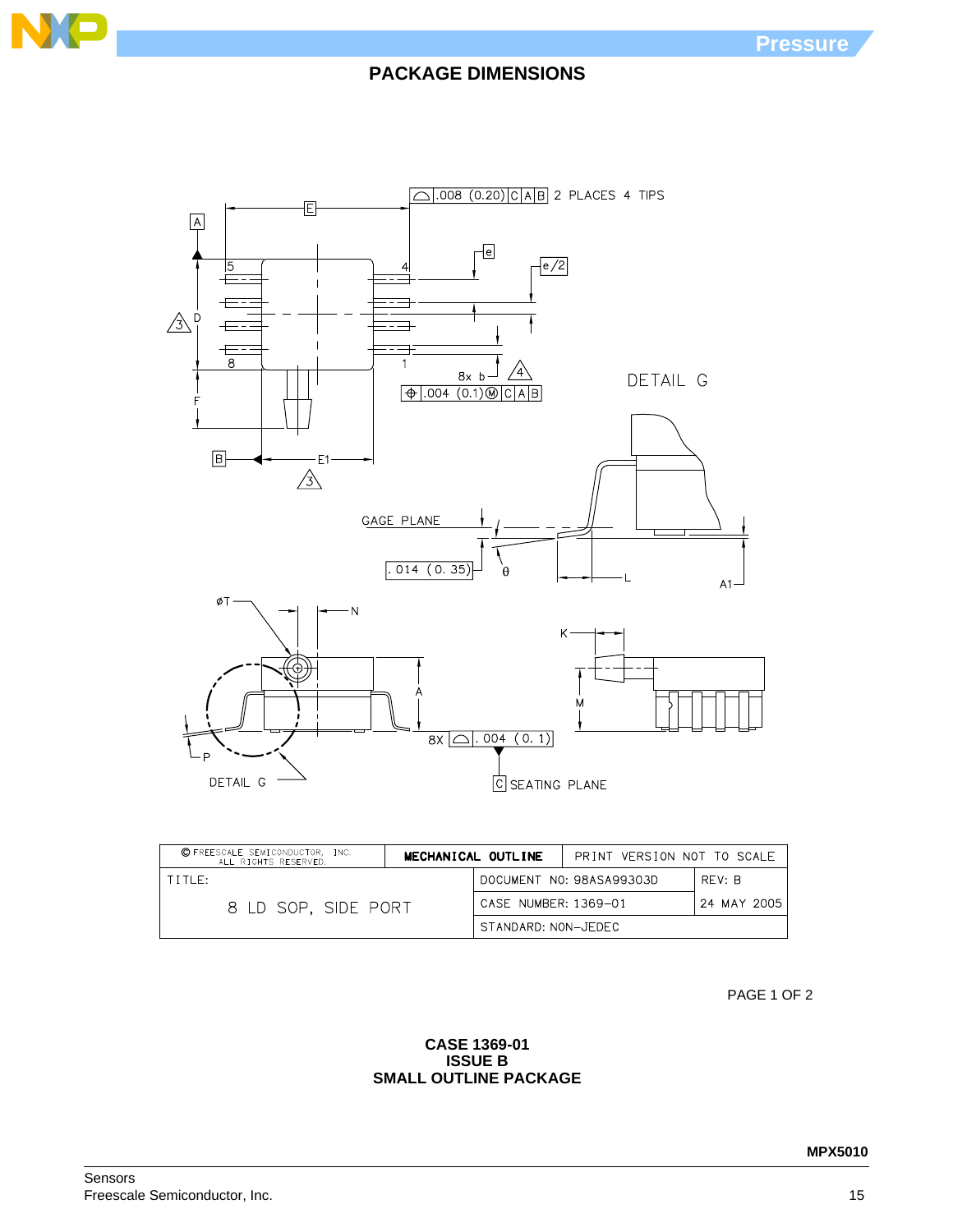## PACKAGE DIMENSIONS

| © FREESCALE SEMICONDUCTOR, INC. ALL RIGHTS RESERVED. | MECHANICAL OUTLINE | PRINT VERSION NOT TO SCALE | |
|---|---|---|---|
| TITLE: 8 LD SOP, SIDE PORT | | DOCUMENT NO: 98ASA99303D | REV: B |
| | | CASE NUMBER: 1369-01 | 24 MAY 2005 |
| | | STANDARD: NON-JEDEC | |

PAGE 1 OF 2

**CASE 1369-01**
**ISSUE B**
**SMALL OUTLINE PACKAGE**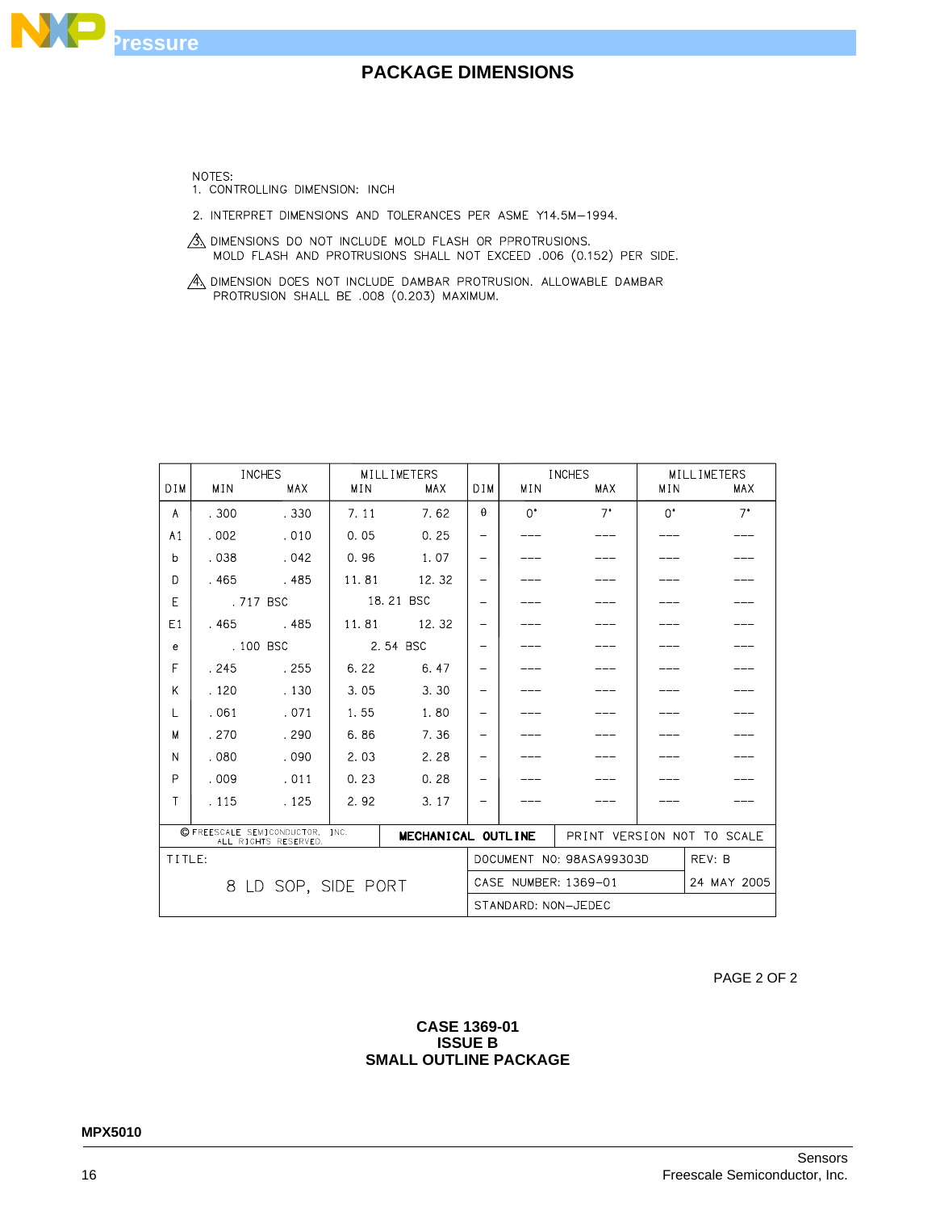## PACKAGE DIMENSIONS

NOTES:
1. CONTROLLING DIMENSION: INCH
2. INTERPRET DIMENSIONS AND TOLERANCES PER ASME Y14.5M—1994.
3. DIMENSIONS DO NOT INCLUDE MOLD FLASH OR PPROTRUSIONS. MOLD FLASH AND PROTRUSIONS SHALL NOT EXCEED .006 (0.152) PER SIDE.
4. DIMENSION DOES NOT INCLUDE DAMBAR PROTRUSION. ALLOWABLE DAMBAR PROTRUSION SHALL BE .008 (0.203) MAXIMUM.

| DIM | INCHES MIN | INCHES MAX | MILLIMETERS MIN | MILLIMETERS MAX | DIM | INCHES MIN | INCHES MAX | MILLIMETERS MIN | MILLIMETERS MAX |
|---|---|---|---|---|---|---|---|---|---|
| A | .300 | .330 | 7.11 | 7.62 | θ | 0° | 7° | 0° | 7° |
| A1 | .002 | .010 | 0.05 | 0.25 | – | --- | --- | --- | --- |
| b | .038 | .042 | 0.96 | 1.07 | – | --- | --- | --- | --- |
| D | .465 | .485 | 11.81 | 12.32 | – | --- | --- | --- | --- |
| E | .717 BSC | | 18.21 BSC | | – | --- | --- | --- | --- |
| E1 | .465 | .485 | 11.81 | 12.32 | – | --- | --- | --- | --- |
| e | .100 BSC | | 2.54 BSC | | – | --- | --- | --- | --- |
| F | .245 | .255 | 6.22 | 6.47 | – | --- | --- | --- | --- |
| K | .120 | .130 | 3.05 | 3.30 | – | --- | --- | --- | --- |
| L | .061 | .071 | 1.55 | 1.80 | – | --- | --- | --- | --- |
| M | .270 | .290 | 6.86 | 7.36 | – | --- | --- | --- | --- |
| N | .080 | .090 | 2.03 | 2.28 | – | --- | --- | --- | --- |
| P | .009 | .011 | 0.23 | 0.28 | – | --- | --- | --- | --- |
| T | .115 | .125 | 2.92 | 3.17 | – | --- | --- | --- | --- |

© FREESCALE SEMICONDUCTOR, INC. ALL RIGHTS RESERVED. | MECHANICAL OUTLINE | PRINT VERSION NOT TO SCALE

TITLE: 8 LD SOP, SIDE PORT

DOCUMENT NO: 98ASA99303D | REV: B

CASE NUMBER: 1369–01 | 24 MAY 2005

STANDARD: NON–JEDEC

PAGE 2 OF 2

**CASE 1369-01**
**ISSUE B**
**SMALL OUTLINE PACKAGE**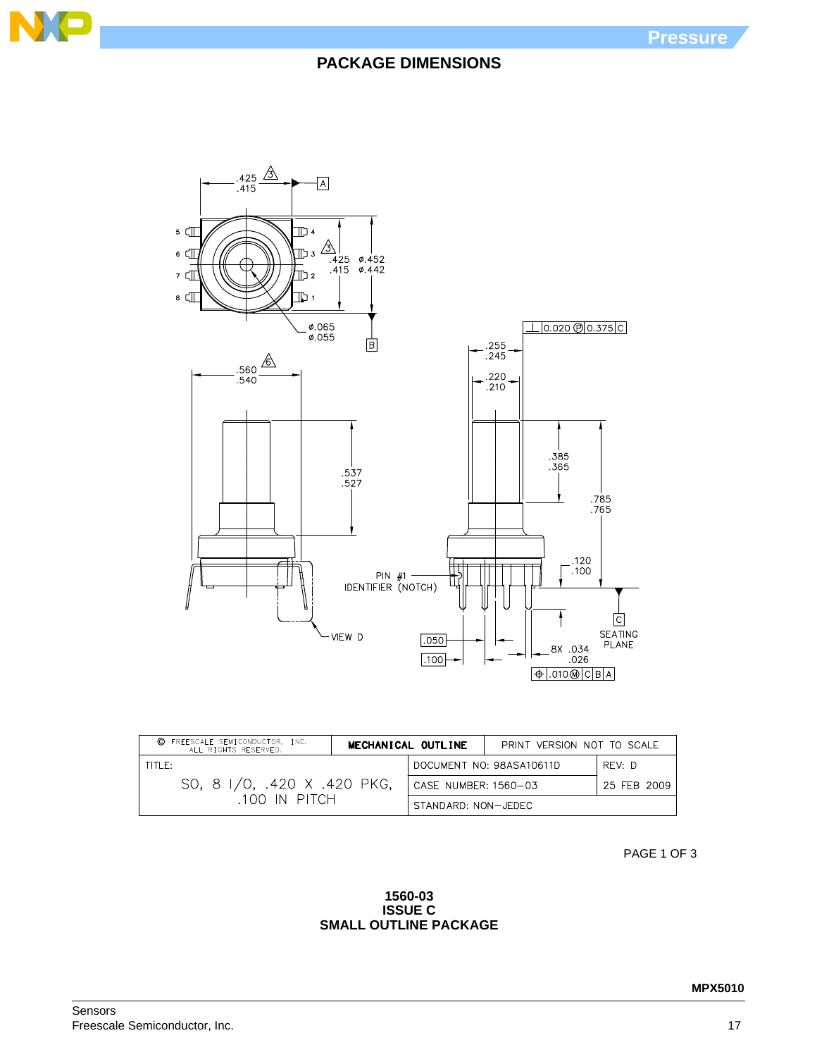## PACKAGE DIMENSIONS

| © FREESCALE SEMICONDUCTOR, INC. ALL RIGHTS RESERVED. | MECHANICAL OUTLINE | PRINT VERSION NOT TO SCALE | |
|---|---|---|---|
| TITLE: SO, 8 I/O, .420 X .420 PKG, .100 IN PITCH | | DOCUMENT NO: 98ASA10611D | REV: D |
| | | CASE NUMBER: 1560–03 | 25 FEB 2009 |
| | | STANDARD: NON–JEDEC | |

PAGE 1 OF 3

**1560-03**
**ISSUE C**
**SMALL OUTLINE PACKAGE**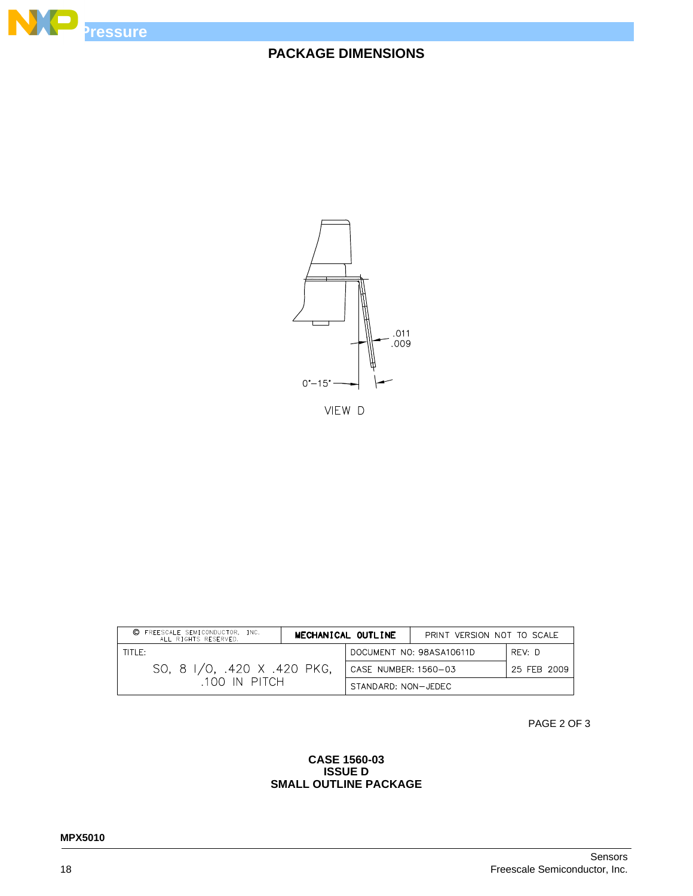## PACKAGE DIMENSIONS

.011
.009

0°–15°

VIEW D

| © FREESCALE SEMICONDUCTOR, INC. ALL RIGHTS RESERVED. | MECHANICAL OUTLINE | PRINT VERSION NOT TO SCALE | |
|---|---|---|---|
| TITLE: SO, 8 I/O, .420 X .420 PKG, .100 IN PITCH | DOCUMENT NO: 98ASA10611D | | REV: D |
| | CASE NUMBER: 1560–03 | | 25 FEB 2009 |
| | STANDARD: NON–JEDEC | | |

PAGE 2 OF 3

**CASE 1560-03**
**ISSUE D**
**SMALL OUTLINE PACKAGE**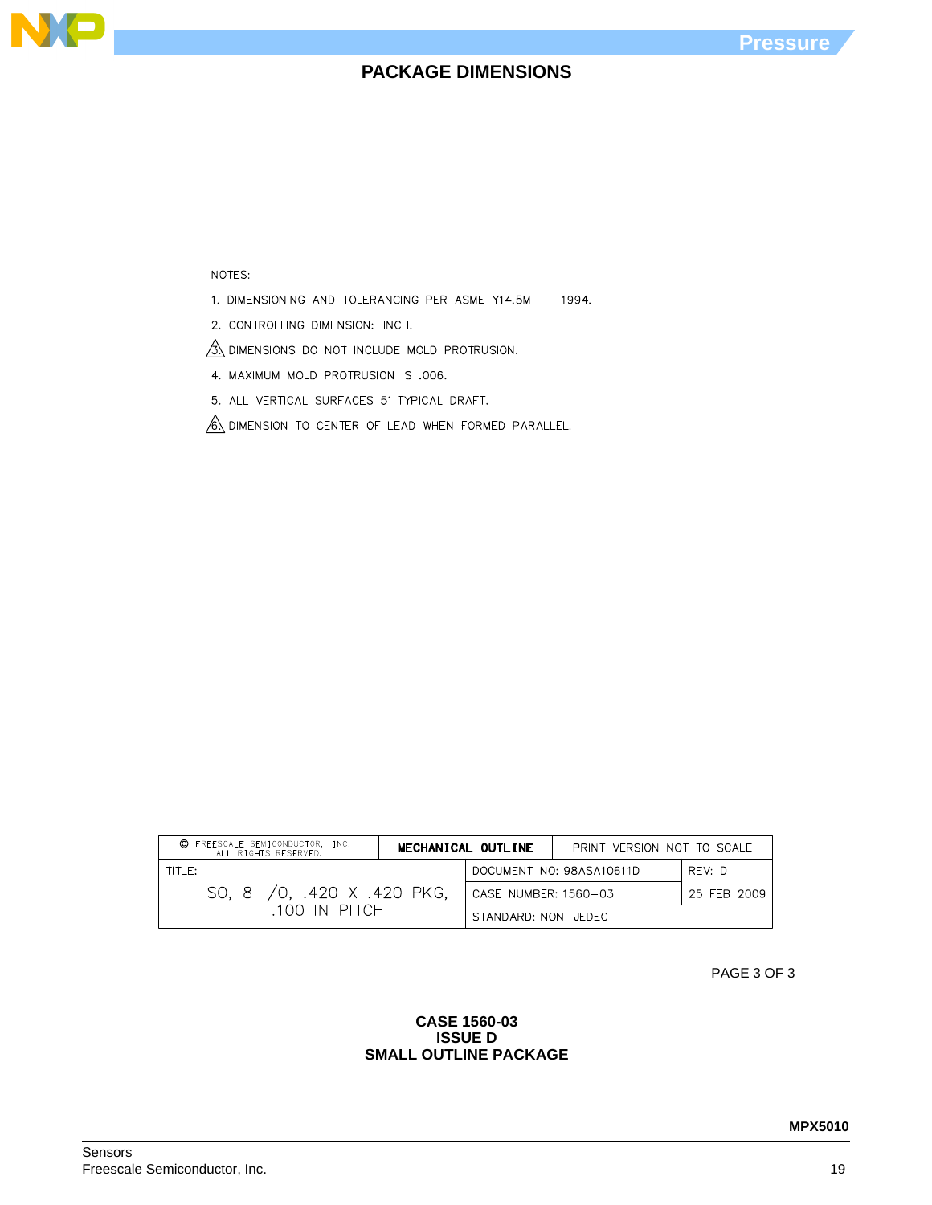## PACKAGE DIMENSIONS

NOTES:

1. DIMENSIONING AND TOLERANCING PER ASME Y14.5M – 1994.
2. CONTROLLING DIMENSION: INCH.
3. DIMENSIONS DO NOT INCLUDE MOLD PROTRUSION.
4. MAXIMUM MOLD PROTRUSION IS .006.
5. ALL VERTICAL SURFACES 5° TYPICAL DRAFT.
6. DIMENSION TO CENTER OF LEAD WHEN FORMED PARALLEL.

| © FREESCALE SEMICONDUCTOR, INC. ALL RIGHTS RESERVED. | MECHANICAL OUTLINE | PRINT VERSION NOT TO SCALE | |
|---|---|---|---|
| TITLE: SO, 8 I/O, .420 X .420 PKG, .100 IN PITCH | | DOCUMENT NO: 98ASA10611D | REV: D |
| | | CASE NUMBER: 1560–03 | 25 FEB 2009 |
| | | STANDARD: NON–JEDEC | |

PAGE 3 OF 3

**CASE 1560-03**
**ISSUE D**
**SMALL OUTLINE PACKAGE**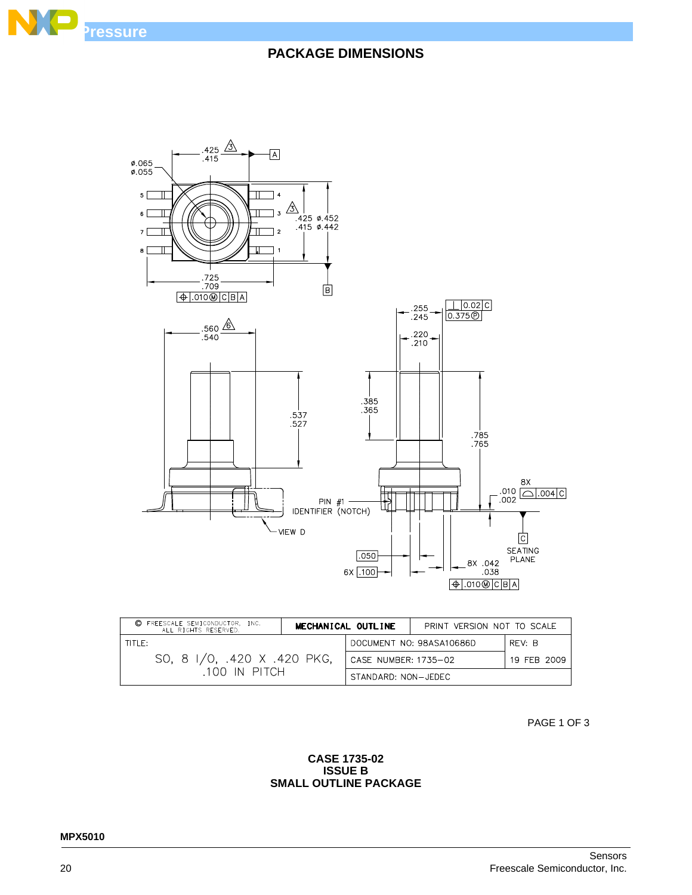## PACKAGE DIMENSIONS

| © FREESCALE SEMICONDUCTOR, INC. ALL RIGHTS RESERVED. | MECHANICAL OUTLINE | PRINT VERSION NOT TO SCALE |
|---|---|---|
| TITLE: SO, 8 I/O, .420 X .420 PKG, .100 IN PITCH | DOCUMENT NO: 98ASA10686D | REV: B |
| | CASE NUMBER: 1735–02 | 19 FEB 2009 |
| | STANDARD: NON–JEDEC | |

**CASE 1735-02**
**ISSUE B**
**SMALL OUTLINE PACKAGE**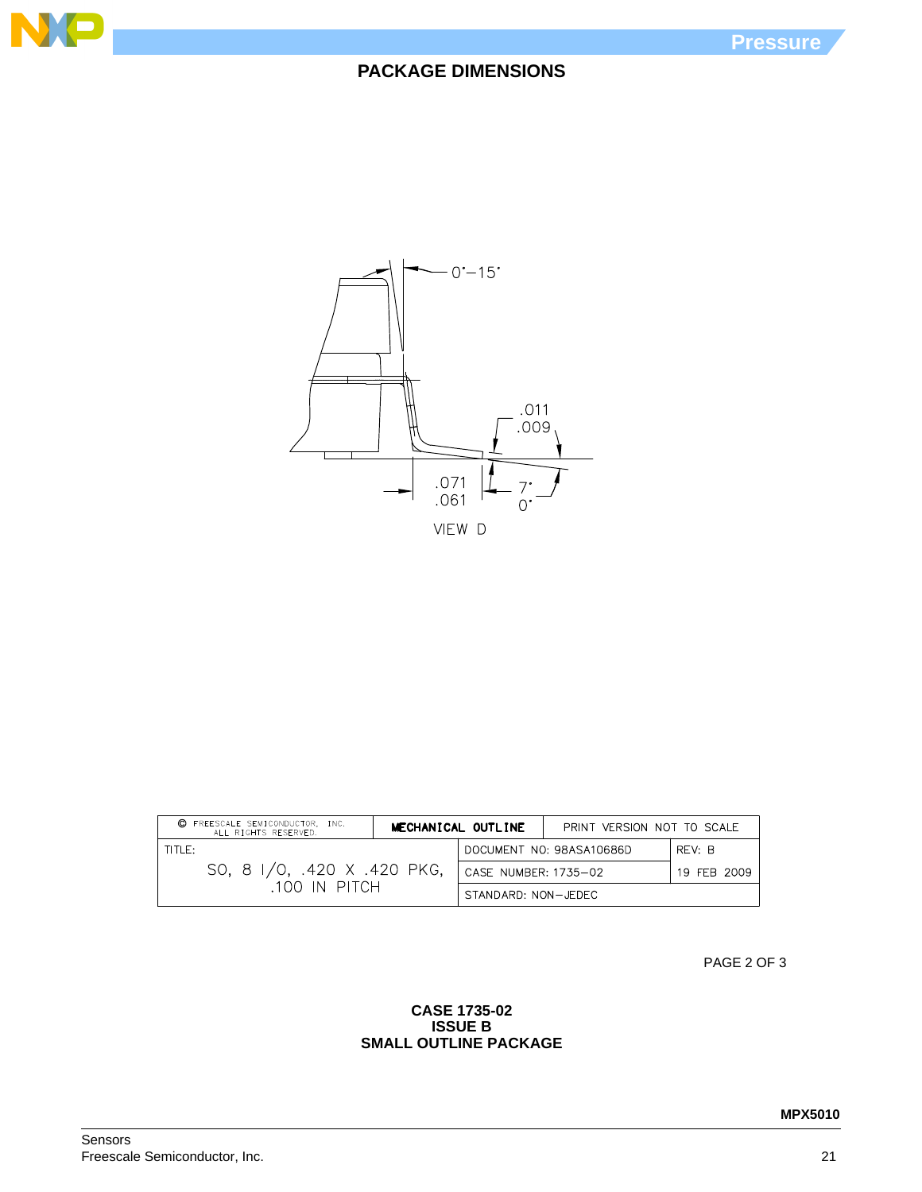## PACKAGE DIMENSIONS

0°–15°

.011
.009

.071
.061

7°
0°

VIEW D

| © FREESCALE SEMICONDUCTOR, INC. ALL RIGHTS RESERVED. | MECHANICAL OUTLINE | PRINT VERSION NOT TO SCALE | |
|---|---|---|---|
| TITLE: SO, 8 I/O, .420 X .420 PKG, .100 IN PITCH | DOCUMENT NO: 98ASA10686D | | REV: B |
| | CASE NUMBER: 1735–02 | | 19 FEB 2009 |
| | STANDARD: NON–JEDEC | | |

PAGE 2 OF 3

**CASE 1735-02**
**ISSUE B**
**SMALL OUTLINE PACKAGE**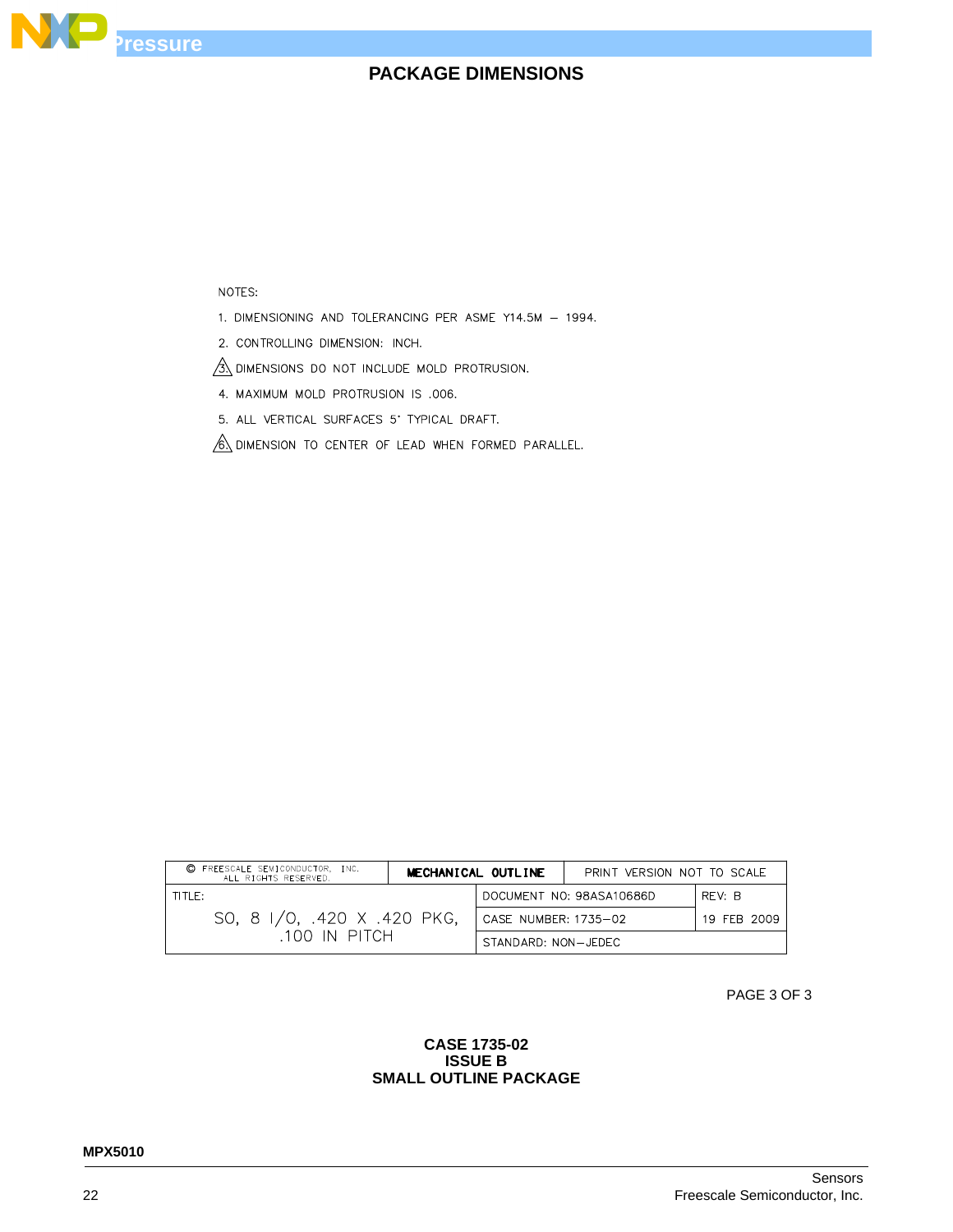## PACKAGE DIMENSIONS

NOTES:

1. DIMENSIONING AND TOLERANCING PER ASME Y14.5M – 1994.
2. CONTROLLING DIMENSION: INCH.
3. DIMENSIONS DO NOT INCLUDE MOLD PROTRUSION.
4. MAXIMUM MOLD PROTRUSION IS .006.
5. ALL VERTICAL SURFACES 5° TYPICAL DRAFT.
6. DIMENSION TO CENTER OF LEAD WHEN FORMED PARALLEL.

| © FREESCALE SEMICONDUCTOR, INC. ALL RIGHTS RESERVED. | MECHANICAL OUTLINE | PRINT VERSION NOT TO SCALE | |
|---|---|---|---|
| TITLE: SO, 8 I/O, .420 X .420 PKG, .100 IN PITCH | | DOCUMENT NO: 98ASA10686D | REV: B |
| | | CASE NUMBER: 1735–02 | 19 FEB 2009 |
| | | STANDARD: NON–JEDEC | |

PAGE 3 OF 3

**CASE 1735-02**
**ISSUE B**
**SMALL OUTLINE PACKAGE**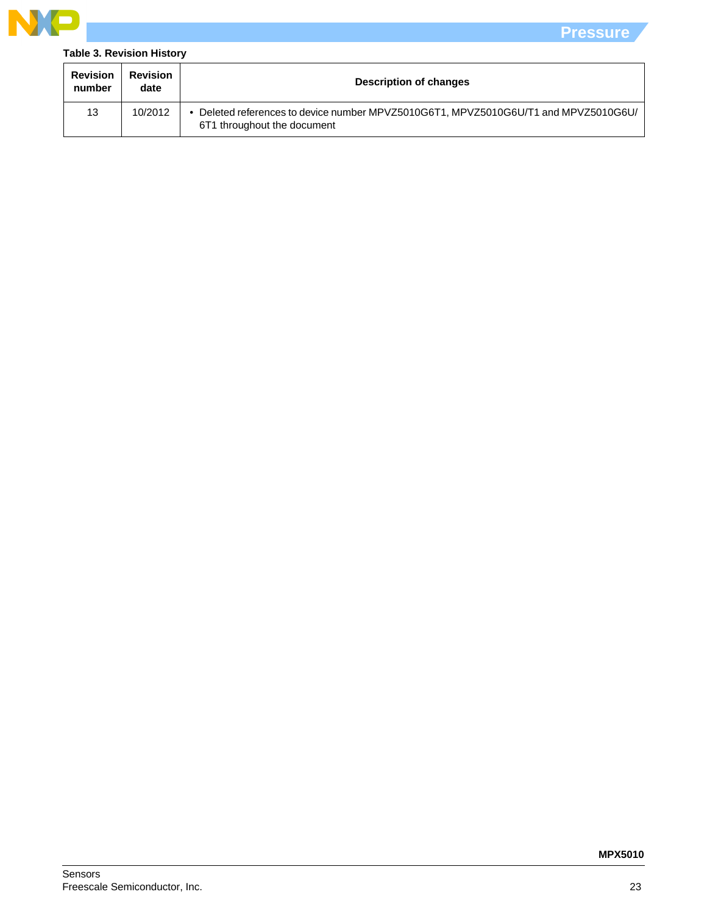**Table 3. Revision History**

| Revision number | Revision date | Description of changes |
|---|---|---|
| 13 | 10/2012 | • Deleted references to device number MPVZ5010G6T1, MPVZ5010G6U/T1 and MPVZ5010G6U/6T1 throughout the document |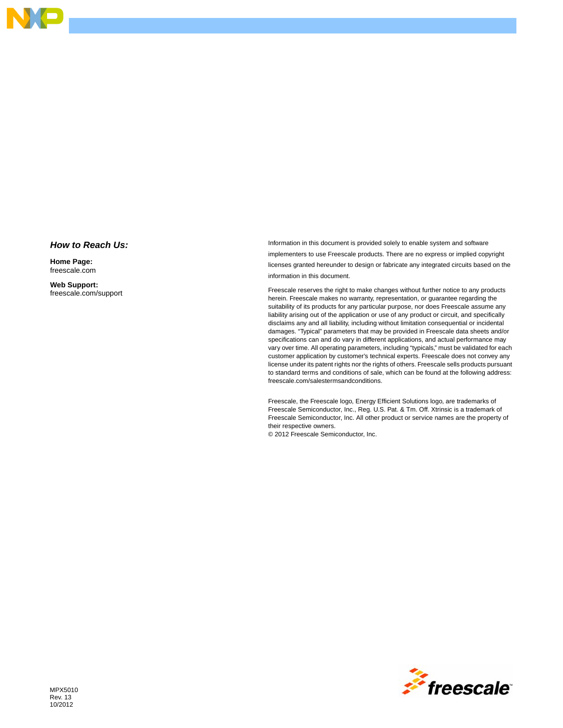***How to Reach Us:***

**Home Page:**
freescale.com

**Web Support:**
freescale.com/support

Information in this document is provided solely to enable system and software implementers to use Freescale products. There are no express or implied copyright licenses granted hereunder to design or fabricate any integrated circuits based on the information in this document.

Freescale reserves the right to make changes without further notice to any products herein. Freescale makes no warranty, representation, or guarantee regarding the suitability of its products for any particular purpose, nor does Freescale assume any liability arising out of the application or use of any product or circuit, and specifically disclaims any and all liability, including without limitation consequential or incidental damages. “Typical” parameters that may be provided in Freescale data sheets and/or specifications can and do vary in different applications, and actual performance may vary over time. All operating parameters, including “typicals,” must be validated for each customer application by customer’s technical experts. Freescale does not convey any license under its patent rights nor the rights of others. Freescale sells products pursuant to standard terms and conditions of sale, which can be found at the following address: freescale.com/salestermsandconditions.

Freescale, the Freescale logo, Energy Efficient Solutions logo, are trademarks of Freescale Semiconductor, Inc., Reg. U.S. Pat. & Tm. Off. Xtrinsic is a trademark of Freescale Semiconductor, Inc. All other product or service names are the property of their respective owners.
© 2012 Freescale Semiconductor, Inc.

MPX5010
Rev. 13
10/2012